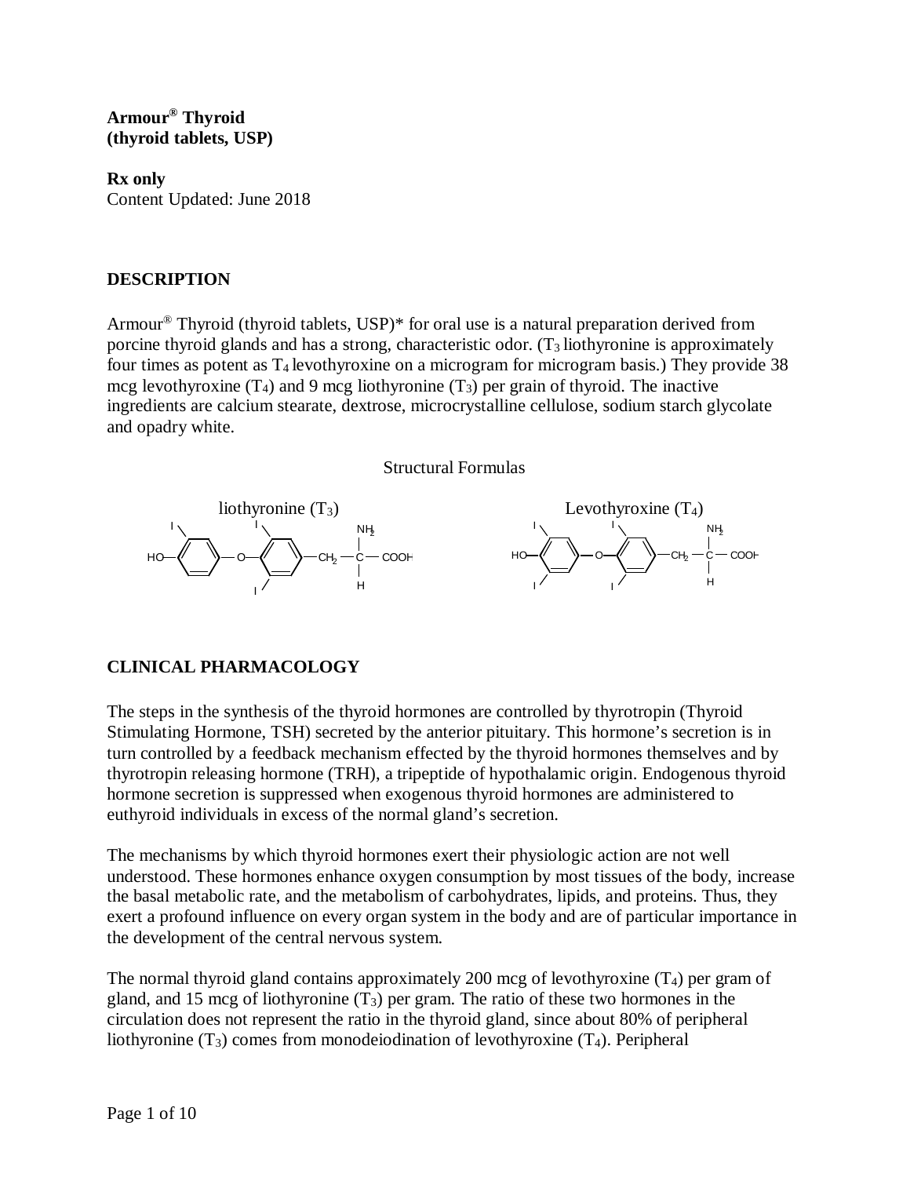**Armour® Thyroid**
**(thyroid tablets, USP)**

**Rx only**
Content Updated: June 2018

## DESCRIPTION

Armour® Thyroid (thyroid tablets, USP)* for oral use is a natural preparation derived from porcine thyroid glands and has a strong, characteristic odor. ($T_3$ liothyronine is approximately four times as potent as $T_4$ levothyroxine on a microgram for microgram basis.) They provide 38 mcg levothyroxine ($T_4$) and 9 mcg liothyronine ($T_3$) per grain of thyroid. The inactive ingredients are calcium stearate, dextrose, microcrystalline cellulose, sodium starch glycolate and opadry white.

Structural Formulas

liothyronine ($T_3$)　　　　Levothyroxine ($T_4$)

## CLINICAL PHARMACOLOGY

The steps in the synthesis of the thyroid hormones are controlled by thyrotropin (Thyroid Stimulating Hormone, TSH) secreted by the anterior pituitary. This hormone's secretion is in turn controlled by a feedback mechanism effected by the thyroid hormones themselves and by thyrotropin releasing hormone (TRH), a tripeptide of hypothalamic origin. Endogenous thyroid hormone secretion is suppressed when exogenous thyroid hormones are administered to euthyroid individuals in excess of the normal gland's secretion.

The mechanisms by which thyroid hormones exert their physiologic action are not well understood. These hormones enhance oxygen consumption by most tissues of the body, increase the basal metabolic rate, and the metabolism of carbohydrates, lipids, and proteins. Thus, they exert a profound influence on every organ system in the body and are of particular importance in the development of the central nervous system.

The normal thyroid gland contains approximately 200 mcg of levothyroxine ($T_4$) per gram of gland, and 15 mcg of liothyronine ($T_3$) per gram. The ratio of these two hormones in the circulation does not represent the ratio in the thyroid gland, since about 80% of peripheral liothyronine ($T_3$) comes from monodeiodination of levothyroxine ($T_4$). Peripheral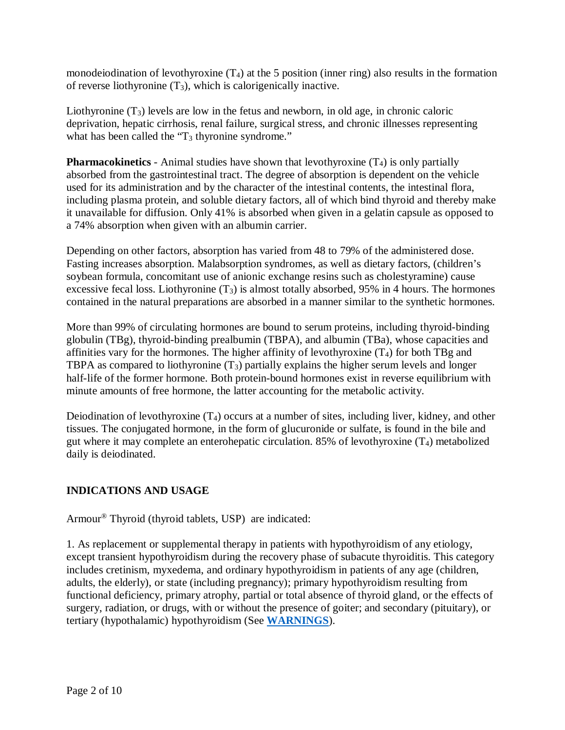monodeiodination of levothyroxine ($T_4$) at the 5 position (inner ring) also results in the formation of reverse liothyronine ($T_3$), which is calorigenically inactive.

Liothyronine ($T_3$) levels are low in the fetus and newborn, in old age, in chronic caloric deprivation, hepatic cirrhosis, renal failure, surgical stress, and chronic illnesses representing what has been called the "$T_3$ thyronine syndrome."

**Pharmacokinetics** - Animal studies have shown that levothyroxine ($T_4$) is only partially absorbed from the gastrointestinal tract. The degree of absorption is dependent on the vehicle used for its administration and by the character of the intestinal contents, the intestinal flora, including plasma protein, and soluble dietary factors, all of which bind thyroid and thereby make it unavailable for diffusion. Only 41% is absorbed when given in a gelatin capsule as opposed to a 74% absorption when given with an albumin carrier.

Depending on other factors, absorption has varied from 48 to 79% of the administered dose. Fasting increases absorption. Malabsorption syndromes, as well as dietary factors, (children's soybean formula, concomitant use of anionic exchange resins such as cholestyramine) cause excessive fecal loss. Liothyronine ($T_3$) is almost totally absorbed, 95% in 4 hours. The hormones contained in the natural preparations are absorbed in a manner similar to the synthetic hormones.

More than 99% of circulating hormones are bound to serum proteins, including thyroid-binding globulin (TBg), thyroid-binding prealbumin (TBPA), and albumin (TBa), whose capacities and affinities vary for the hormones. The higher affinity of levothyroxine ($T_4$) for both TBg and TBPA as compared to liothyronine ($T_3$) partially explains the higher serum levels and longer half-life of the former hormone. Both protein-bound hormones exist in reverse equilibrium with minute amounts of free hormone, the latter accounting for the metabolic activity.

Deiodination of levothyroxine ($T_4$) occurs at a number of sites, including liver, kidney, and other tissues. The conjugated hormone, in the form of glucuronide or sulfate, is found in the bile and gut where it may complete an enterohepatic circulation. 85% of levothyroxine ($T_4$) metabolized daily is deiodinated.

## INDICATIONS AND USAGE

Armour® Thyroid (thyroid tablets, USP) are indicated:

1. As replacement or supplemental therapy in patients with hypothyroidism of any etiology, except transient hypothyroidism during the recovery phase of subacute thyroiditis. This category includes cretinism, myxedema, and ordinary hypothyroidism in patients of any age (children, adults, the elderly), or state (including pregnancy); primary hypothyroidism resulting from functional deficiency, primary atrophy, partial or total absence of thyroid gland, or the effects of surgery, radiation, or drugs, with or without the presence of goiter; and secondary (pituitary), or tertiary (hypothalamic) hypothyroidism (See **WARNINGS**).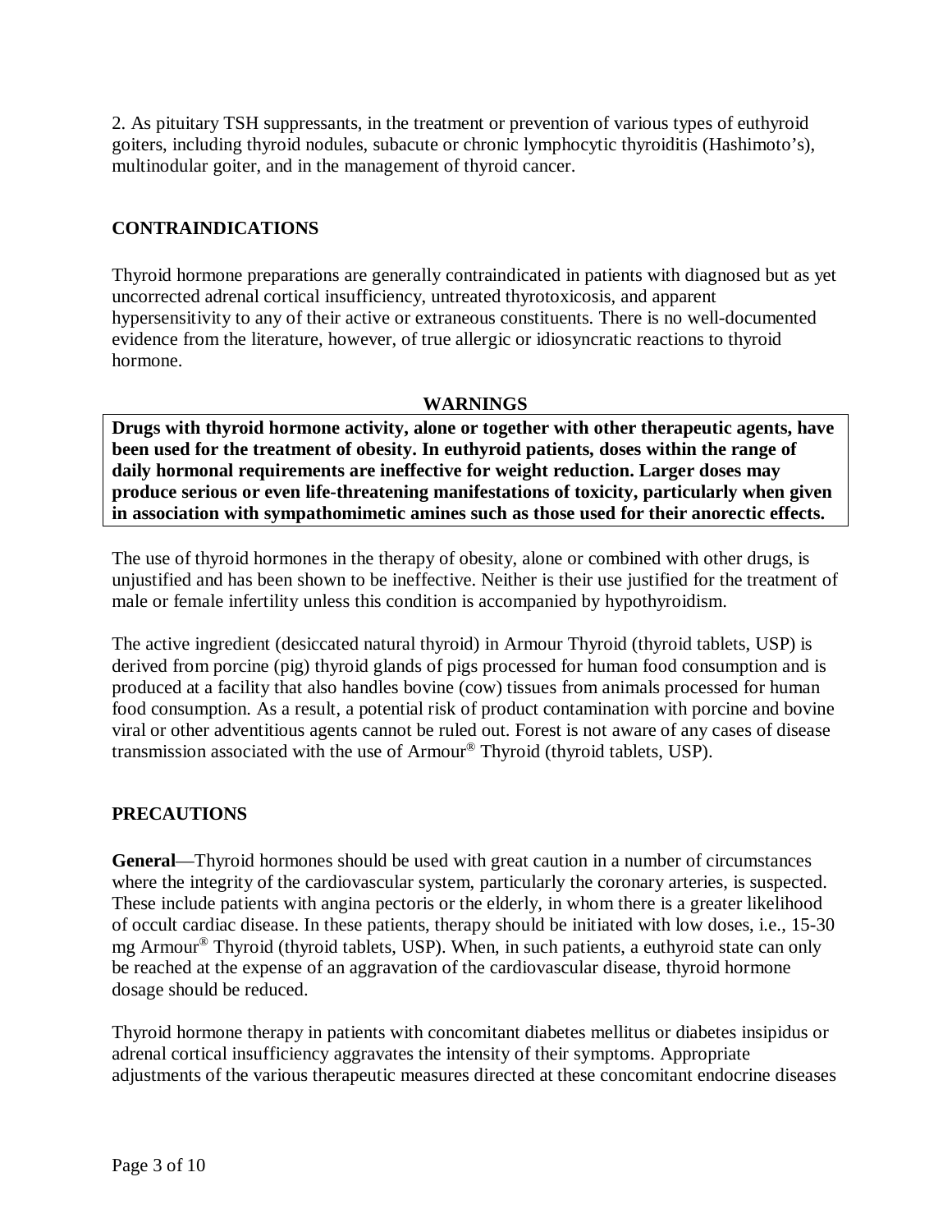2. As pituitary TSH suppressants, in the treatment or prevention of various types of euthyroid goiters, including thyroid nodules, subacute or chronic lymphocytic thyroiditis (Hashimoto's), multinodular goiter, and in the management of thyroid cancer.

## CONTRAINDICATIONS

Thyroid hormone preparations are generally contraindicated in patients with diagnosed but as yet uncorrected adrenal cortical insufficiency, untreated thyrotoxicosis, and apparent hypersensitivity to any of their active or extraneous constituents. There is no well-documented evidence from the literature, however, of true allergic or idiosyncratic reactions to thyroid hormone.

## WARNINGS

**Drugs with thyroid hormone activity, alone or together with other therapeutic agents, have been used for the treatment of obesity. In euthyroid patients, doses within the range of daily hormonal requirements are ineffective for weight reduction. Larger doses may produce serious or even life-threatening manifestations of toxicity, particularly when given in association with sympathomimetic amines such as those used for their anorectic effects.**

The use of thyroid hormones in the therapy of obesity, alone or combined with other drugs, is unjustified and has been shown to be ineffective. Neither is their use justified for the treatment of male or female infertility unless this condition is accompanied by hypothyroidism.

The active ingredient (desiccated natural thyroid) in Armour Thyroid (thyroid tablets, USP) is derived from porcine (pig) thyroid glands of pigs processed for human food consumption and is produced at a facility that also handles bovine (cow) tissues from animals processed for human food consumption. As a result, a potential risk of product contamination with porcine and bovine viral or other adventitious agents cannot be ruled out. Forest is not aware of any cases of disease transmission associated with the use of Armour® Thyroid (thyroid tablets, USP).

## PRECAUTIONS

**General**—Thyroid hormones should be used with great caution in a number of circumstances where the integrity of the cardiovascular system, particularly the coronary arteries, is suspected. These include patients with angina pectoris or the elderly, in whom there is a greater likelihood of occult cardiac disease. In these patients, therapy should be initiated with low doses, i.e., 15-30 mg Armour® Thyroid (thyroid tablets, USP). When, in such patients, a euthyroid state can only be reached at the expense of an aggravation of the cardiovascular disease, thyroid hormone dosage should be reduced.

Thyroid hormone therapy in patients with concomitant diabetes mellitus or diabetes insipidus or adrenal cortical insufficiency aggravates the intensity of their symptoms. Appropriate adjustments of the various therapeutic measures directed at these concomitant endocrine diseases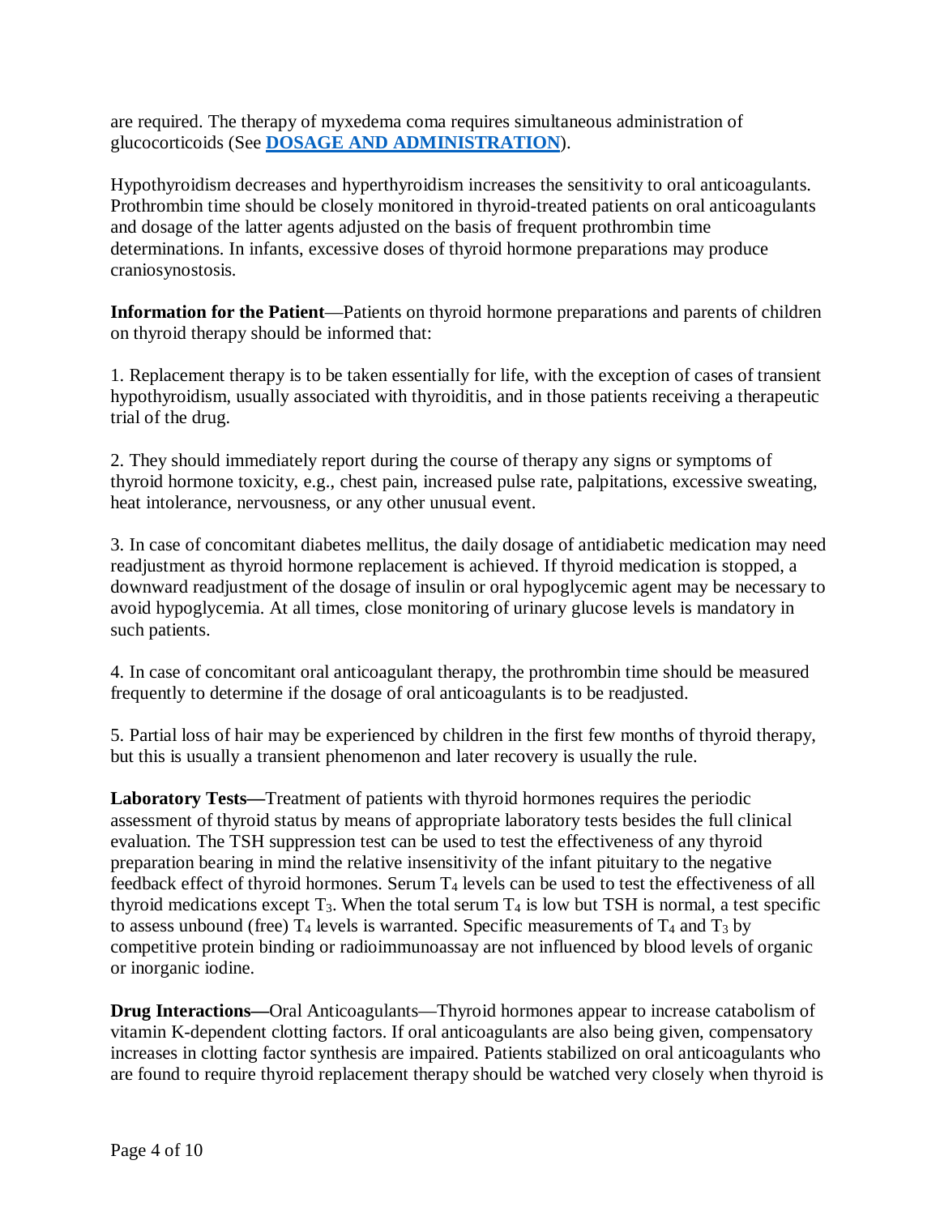are required. The therapy of myxedema coma requires simultaneous administration of glucocorticoids (See **DOSAGE AND ADMINISTRATION**).

Hypothyroidism decreases and hyperthyroidism increases the sensitivity to oral anticoagulants. Prothrombin time should be closely monitored in thyroid-treated patients on oral anticoagulants and dosage of the latter agents adjusted on the basis of frequent prothrombin time determinations. In infants, excessive doses of thyroid hormone preparations may produce craniosynostosis.

**Information for the Patient**—Patients on thyroid hormone preparations and parents of children on thyroid therapy should be informed that:

1. Replacement therapy is to be taken essentially for life, with the exception of cases of transient hypothyroidism, usually associated with thyroiditis, and in those patients receiving a therapeutic trial of the drug.

2. They should immediately report during the course of therapy any signs or symptoms of thyroid hormone toxicity, e.g., chest pain, increased pulse rate, palpitations, excessive sweating, heat intolerance, nervousness, or any other unusual event.

3. In case of concomitant diabetes mellitus, the daily dosage of antidiabetic medication may need readjustment as thyroid hormone replacement is achieved. If thyroid medication is stopped, a downward readjustment of the dosage of insulin or oral hypoglycemic agent may be necessary to avoid hypoglycemia. At all times, close monitoring of urinary glucose levels is mandatory in such patients.

4. In case of concomitant oral anticoagulant therapy, the prothrombin time should be measured frequently to determine if the dosage of oral anticoagulants is to be readjusted.

5. Partial loss of hair may be experienced by children in the first few months of thyroid therapy, but this is usually a transient phenomenon and later recovery is usually the rule.

**Laboratory Tests—**Treatment of patients with thyroid hormones requires the periodic assessment of thyroid status by means of appropriate laboratory tests besides the full clinical evaluation. The TSH suppression test can be used to test the effectiveness of any thyroid preparation bearing in mind the relative insensitivity of the infant pituitary to the negative feedback effect of thyroid hormones. Serum $T_4$ levels can be used to test the effectiveness of all thyroid medications except $T_3$. When the total serum $T_4$ is low but TSH is normal, a test specific to assess unbound (free) $T_4$ levels is warranted. Specific measurements of $T_4$ and $T_3$ by competitive protein binding or radioimmunoassay are not influenced by blood levels of organic or inorganic iodine.

**Drug Interactions—**Oral Anticoagulants—Thyroid hormones appear to increase catabolism of vitamin K-dependent clotting factors. If oral anticoagulants are also being given, compensatory increases in clotting factor synthesis are impaired. Patients stabilized on oral anticoagulants who are found to require thyroid replacement therapy should be watched very closely when thyroid is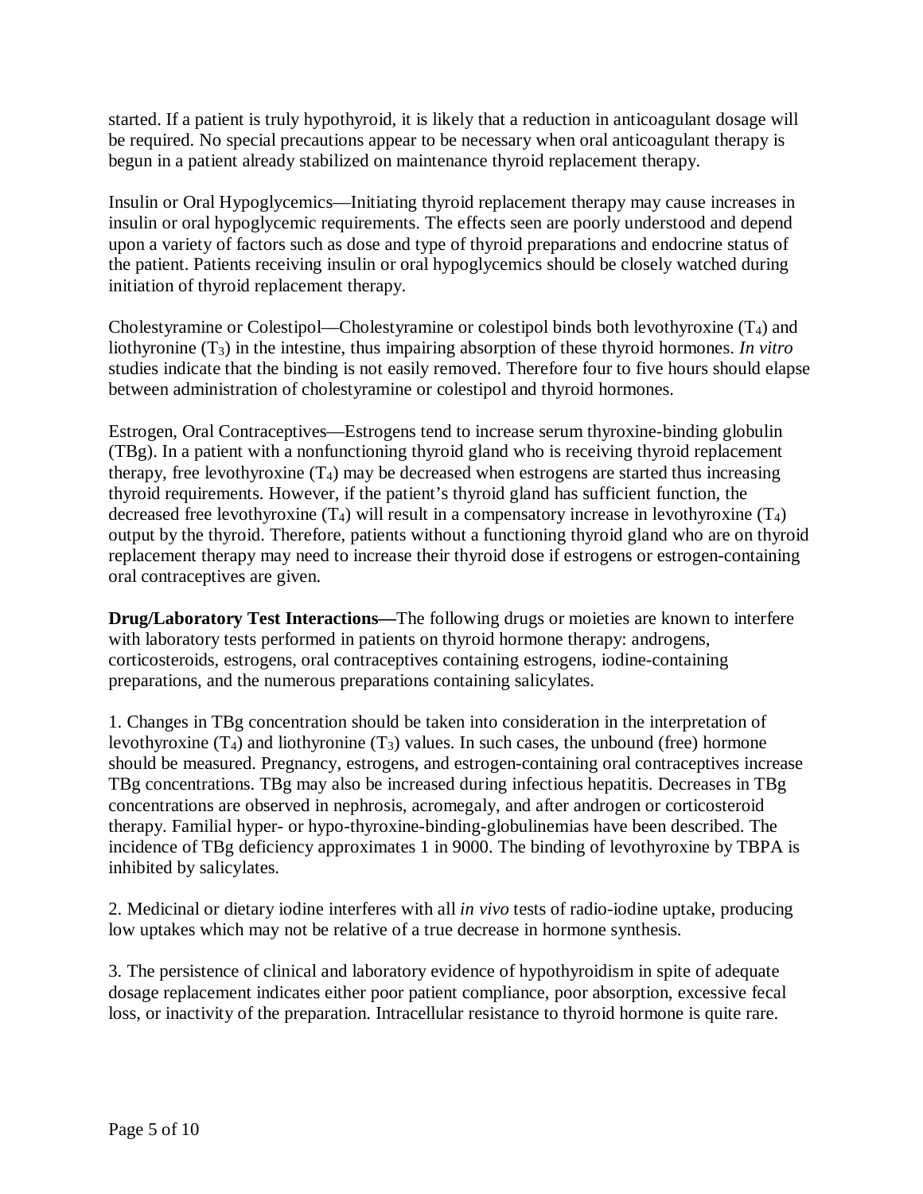started. If a patient is truly hypothyroid, it is likely that a reduction in anticoagulant dosage will be required. No special precautions appear to be necessary when oral anticoagulant therapy is begun in a patient already stabilized on maintenance thyroid replacement therapy.

Insulin or Oral Hypoglycemics—Initiating thyroid replacement therapy may cause increases in insulin or oral hypoglycemic requirements. The effects seen are poorly understood and depend upon a variety of factors such as dose and type of thyroid preparations and endocrine status of the patient. Patients receiving insulin or oral hypoglycemics should be closely watched during initiation of thyroid replacement therapy.

Cholestyramine or Colestipol—Cholestyramine or colestipol binds both levothyroxine ($T_4$) and liothyronine ($T_3$) in the intestine, thus impairing absorption of these thyroid hormones. *In vitro* studies indicate that the binding is not easily removed. Therefore four to five hours should elapse between administration of cholestyramine or colestipol and thyroid hormones.

Estrogen, Oral Contraceptives—Estrogens tend to increase serum thyroxine-binding globulin (TBg). In a patient with a nonfunctioning thyroid gland who is receiving thyroid replacement therapy, free levothyroxine ($T_4$) may be decreased when estrogens are started thus increasing thyroid requirements. However, if the patient's thyroid gland has sufficient function, the decreased free levothyroxine ($T_4$) will result in a compensatory increase in levothyroxine ($T_4$) output by the thyroid. Therefore, patients without a functioning thyroid gland who are on thyroid replacement therapy may need to increase their thyroid dose if estrogens or estrogen-containing oral contraceptives are given.

**Drug/Laboratory Test Interactions—**The following drugs or moieties are known to interfere with laboratory tests performed in patients on thyroid hormone therapy: androgens, corticosteroids, estrogens, oral contraceptives containing estrogens, iodine-containing preparations, and the numerous preparations containing salicylates.

1. Changes in TBg concentration should be taken into consideration in the interpretation of levothyroxine ($T_4$) and liothyronine ($T_3$) values. In such cases, the unbound (free) hormone should be measured. Pregnancy, estrogens, and estrogen-containing oral contraceptives increase TBg concentrations. TBg may also be increased during infectious hepatitis. Decreases in TBg concentrations are observed in nephrosis, acromegaly, and after androgen or corticosteroid therapy. Familial hyper- or hypo-thyroxine-binding-globulinemias have been described. The incidence of TBg deficiency approximates 1 in 9000. The binding of levothyroxine by TBPA is inhibited by salicylates.

2. Medicinal or dietary iodine interferes with all *in vivo* tests of radio-iodine uptake, producing low uptakes which may not be relative of a true decrease in hormone synthesis.

3. The persistence of clinical and laboratory evidence of hypothyroidism in spite of adequate dosage replacement indicates either poor patient compliance, poor absorption, excessive fecal loss, or inactivity of the preparation. Intracellular resistance to thyroid hormone is quite rare.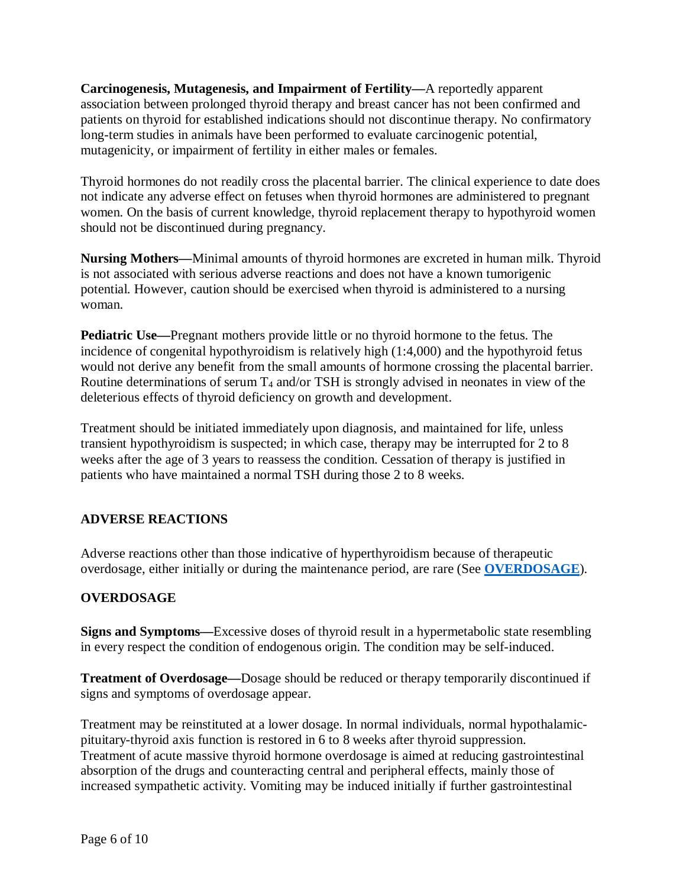**Carcinogenesis, Mutagenesis, and Impairment of Fertility—**A reportedly apparent association between prolonged thyroid therapy and breast cancer has not been confirmed and patients on thyroid for established indications should not discontinue therapy. No confirmatory long-term studies in animals have been performed to evaluate carcinogenic potential, mutagenicity, or impairment of fertility in either males or females.

Thyroid hormones do not readily cross the placental barrier. The clinical experience to date does not indicate any adverse effect on fetuses when thyroid hormones are administered to pregnant women. On the basis of current knowledge, thyroid replacement therapy to hypothyroid women should not be discontinued during pregnancy.

**Nursing Mothers—**Minimal amounts of thyroid hormones are excreted in human milk. Thyroid is not associated with serious adverse reactions and does not have a known tumorigenic potential. However, caution should be exercised when thyroid is administered to a nursing woman.

**Pediatric Use—**Pregnant mothers provide little or no thyroid hormone to the fetus. The incidence of congenital hypothyroidism is relatively high (1:4,000) and the hypothyroid fetus would not derive any benefit from the small amounts of hormone crossing the placental barrier. Routine determinations of serum $T_4$ and/or TSH is strongly advised in neonates in view of the deleterious effects of thyroid deficiency on growth and development.

Treatment should be initiated immediately upon diagnosis, and maintained for life, unless transient hypothyroidism is suspected; in which case, therapy may be interrupted for 2 to 8 weeks after the age of 3 years to reassess the condition. Cessation of therapy is justified in patients who have maintained a normal TSH during those 2 to 8 weeks.

## ADVERSE REACTIONS

Adverse reactions other than those indicative of hyperthyroidism because of therapeutic overdosage, either initially or during the maintenance period, are rare (See **OVERDOSAGE**).

## OVERDOSAGE

**Signs and Symptoms—**Excessive doses of thyroid result in a hypermetabolic state resembling in every respect the condition of endogenous origin. The condition may be self-induced.

**Treatment of Overdosage—**Dosage should be reduced or therapy temporarily discontinued if signs and symptoms of overdosage appear.

Treatment may be reinstituted at a lower dosage. In normal individuals, normal hypothalamic-pituitary-thyroid axis function is restored in 6 to 8 weeks after thyroid suppression. Treatment of acute massive thyroid hormone overdosage is aimed at reducing gastrointestinal absorption of the drugs and counteracting central and peripheral effects, mainly those of increased sympathetic activity. Vomiting may be induced initially if further gastrointestinal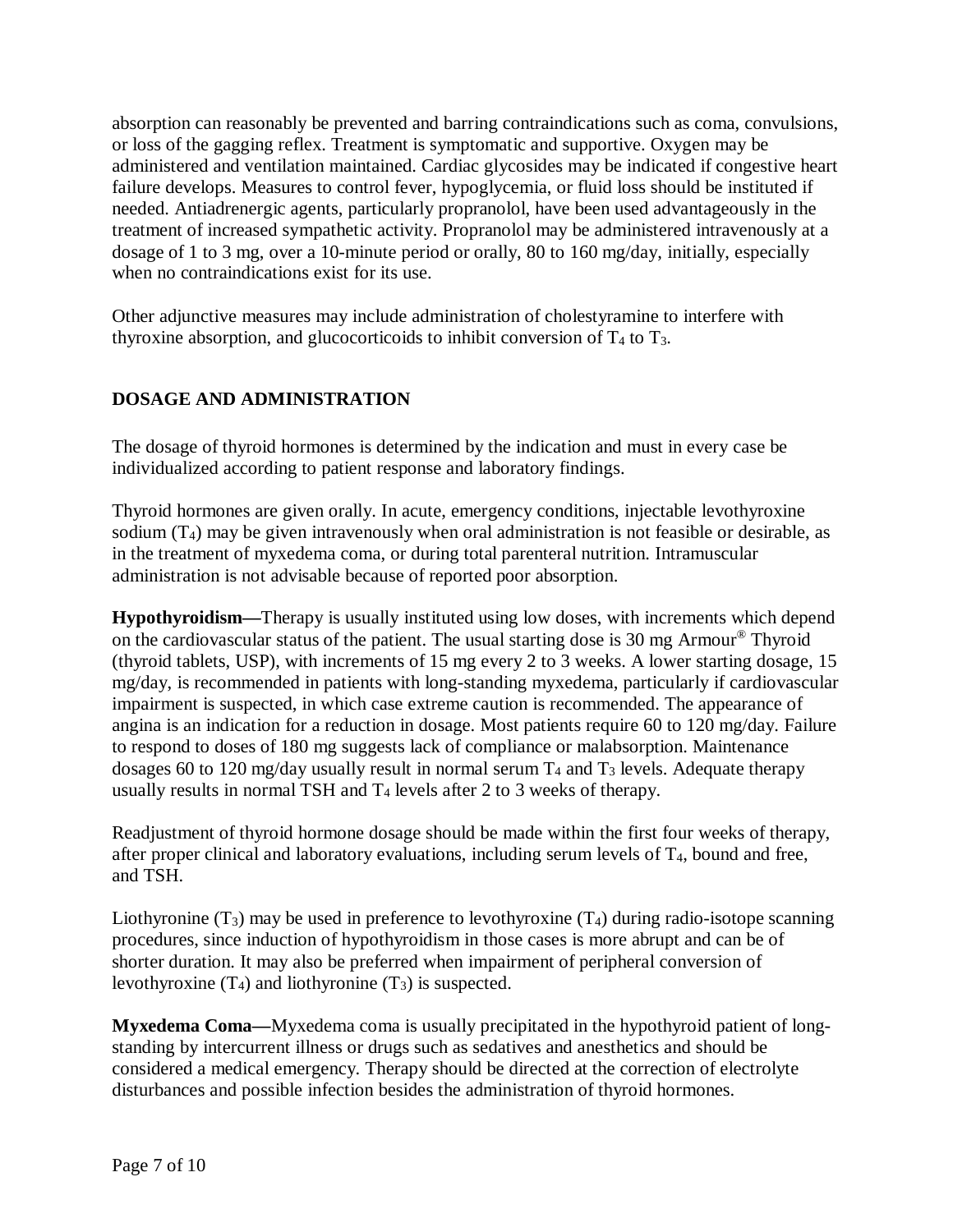absorption can reasonably be prevented and barring contraindications such as coma, convulsions, or loss of the gagging reflex. Treatment is symptomatic and supportive. Oxygen may be administered and ventilation maintained. Cardiac glycosides may be indicated if congestive heart failure develops. Measures to control fever, hypoglycemia, or fluid loss should be instituted if needed. Antiadrenergic agents, particularly propranolol, have been used advantageously in the treatment of increased sympathetic activity. Propranolol may be administered intravenously at a dosage of 1 to 3 mg, over a 10-minute period or orally, 80 to 160 mg/day, initially, especially when no contraindications exist for its use.

Other adjunctive measures may include administration of cholestyramine to interfere with thyroxine absorption, and glucocorticoids to inhibit conversion of $T_4$ to $T_3$.

## DOSAGE AND ADMINISTRATION

The dosage of thyroid hormones is determined by the indication and must in every case be individualized according to patient response and laboratory findings.

Thyroid hormones are given orally. In acute, emergency conditions, injectable levothyroxine sodium ($T_4$) may be given intravenously when oral administration is not feasible or desirable, as in the treatment of myxedema coma, or during total parenteral nutrition. Intramuscular administration is not advisable because of reported poor absorption.

**Hypothyroidism—**Therapy is usually instituted using low doses, with increments which depend on the cardiovascular status of the patient. The usual starting dose is 30 mg Armour® Thyroid (thyroid tablets, USP), with increments of 15 mg every 2 to 3 weeks. A lower starting dosage, 15 mg/day, is recommended in patients with long-standing myxedema, particularly if cardiovascular impairment is suspected, in which case extreme caution is recommended. The appearance of angina is an indication for a reduction in dosage. Most patients require 60 to 120 mg/day. Failure to respond to doses of 180 mg suggests lack of compliance or malabsorption. Maintenance dosages 60 to 120 mg/day usually result in normal serum $T_4$ and $T_3$ levels. Adequate therapy usually results in normal TSH and $T_4$ levels after 2 to 3 weeks of therapy.

Readjustment of thyroid hormone dosage should be made within the first four weeks of therapy, after proper clinical and laboratory evaluations, including serum levels of $T_4$, bound and free, and TSH.

Liothyronine ($T_3$) may be used in preference to levothyroxine ($T_4$) during radio-isotope scanning procedures, since induction of hypothyroidism in those cases is more abrupt and can be of shorter duration. It may also be preferred when impairment of peripheral conversion of levothyroxine ($T_4$) and liothyronine ($T_3$) is suspected.

**Myxedema Coma—**Myxedema coma is usually precipitated in the hypothyroid patient of long-standing by intercurrent illness or drugs such as sedatives and anesthetics and should be considered a medical emergency. Therapy should be directed at the correction of electrolyte disturbances and possible infection besides the administration of thyroid hormones.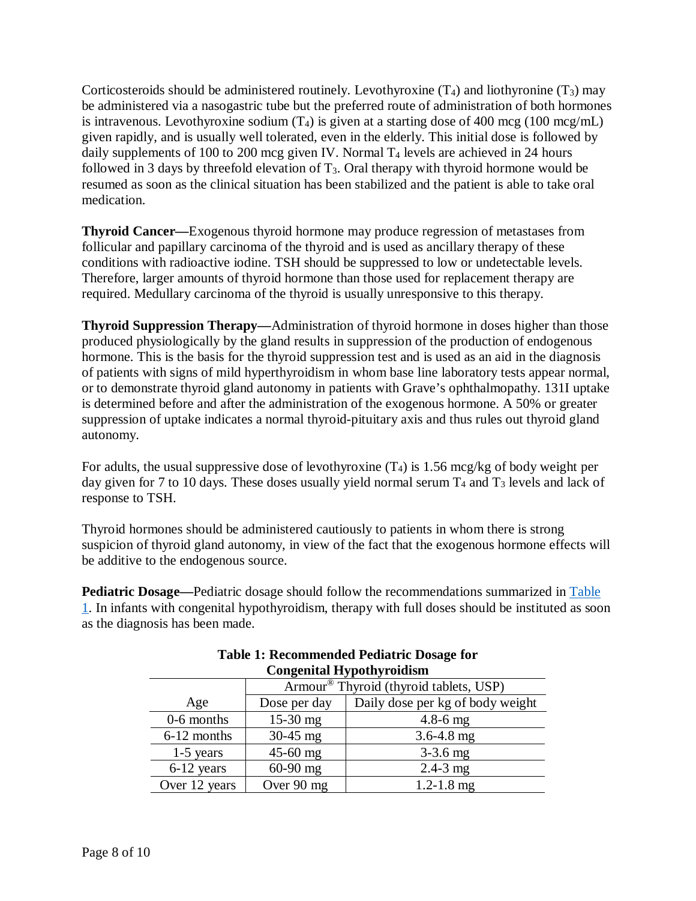Corticosteroids should be administered routinely. Levothyroxine ($T_4$) and liothyronine ($T_3$) may be administered via a nasogastric tube but the preferred route of administration of both hormones is intravenous. Levothyroxine sodium ($T_4$) is given at a starting dose of 400 mcg (100 mcg/mL) given rapidly, and is usually well tolerated, even in the elderly. This initial dose is followed by daily supplements of 100 to 200 mcg given IV. Normal $T_4$ levels are achieved in 24 hours followed in 3 days by threefold elevation of $T_3$. Oral therapy with thyroid hormone would be resumed as soon as the clinical situation has been stabilized and the patient is able to take oral medication.

**Thyroid Cancer—**Exogenous thyroid hormone may produce regression of metastases from follicular and papillary carcinoma of the thyroid and is used as ancillary therapy of these conditions with radioactive iodine. TSH should be suppressed to low or undetectable levels. Therefore, larger amounts of thyroid hormone than those used for replacement therapy are required. Medullary carcinoma of the thyroid is usually unresponsive to this therapy.

**Thyroid Suppression Therapy—**Administration of thyroid hormone in doses higher than those produced physiologically by the gland results in suppression of the production of endogenous hormone. This is the basis for the thyroid suppression test and is used as an aid in the diagnosis of patients with signs of mild hyperthyroidism in whom base line laboratory tests appear normal, or to demonstrate thyroid gland autonomy in patients with Grave's ophthalmopathy. 131I uptake is determined before and after the administration of the exogenous hormone. A 50% or greater suppression of uptake indicates a normal thyroid-pituitary axis and thus rules out thyroid gland autonomy.

For adults, the usual suppressive dose of levothyroxine ($T_4$) is 1.56 mcg/kg of body weight per day given for 7 to 10 days. These doses usually yield normal serum $T_4$ and $T_3$ levels and lack of response to TSH.

Thyroid hormones should be administered cautiously to patients in whom there is strong suspicion of thyroid gland autonomy, in view of the fact that the exogenous hormone effects will be additive to the endogenous source.

**Pediatric Dosage—**Pediatric dosage should follow the recommendations summarized in Table 1. In infants with congenital hypothyroidism, therapy with full doses should be instituted as soon as the diagnosis has been made.

**Table 1: Recommended Pediatric Dosage for Congenital Hypothyroidism**

| | Armour® Thyroid (thyroid tablets, USP) | |
|---|---|---|
| Age | Dose per day | Daily dose per kg of body weight |
| 0-6 months | 15-30 mg | 4.8-6 mg |
| 6-12 months | 30-45 mg | 3.6-4.8 mg |
| 1-5 years | 45-60 mg | 3-3.6 mg |
| 6-12 years | 60-90 mg | 2.4-3 mg |
| Over 12 years | Over 90 mg | 1.2-1.8 mg |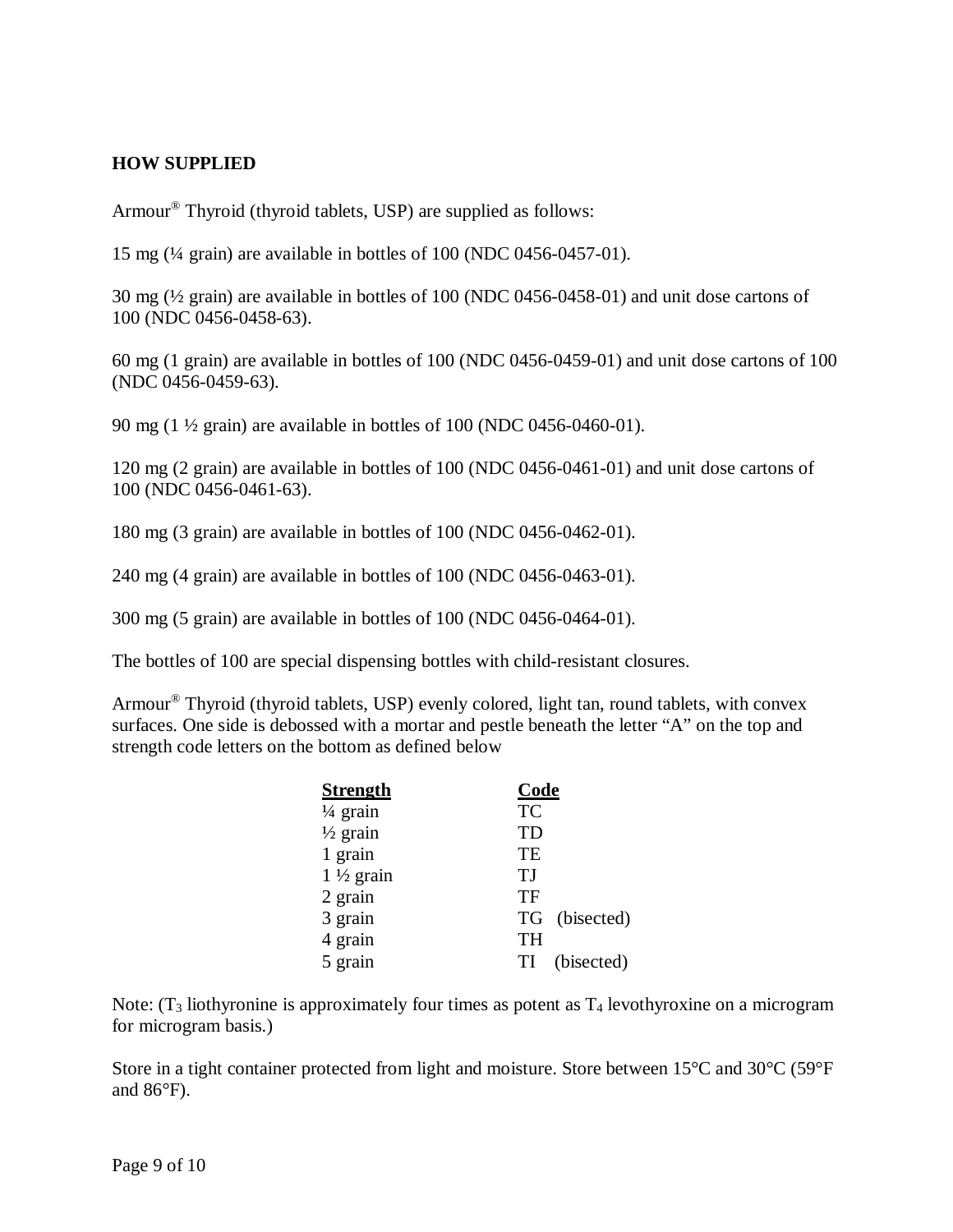## HOW SUPPLIED

Armour® Thyroid (thyroid tablets, USP) are supplied as follows:

15 mg (¼ grain) are available in bottles of 100 (NDC 0456-0457-01).

30 mg (½ grain) are available in bottles of 100 (NDC 0456-0458-01) and unit dose cartons of 100 (NDC 0456-0458-63).

60 mg (1 grain) are available in bottles of 100 (NDC 0456-0459-01) and unit dose cartons of 100 (NDC 0456-0459-63).

90 mg (1 ½ grain) are available in bottles of 100 (NDC 0456-0460-01).

120 mg (2 grain) are available in bottles of 100 (NDC 0456-0461-01) and unit dose cartons of 100 (NDC 0456-0461-63).

180 mg (3 grain) are available in bottles of 100 (NDC 0456-0462-01).

240 mg (4 grain) are available in bottles of 100 (NDC 0456-0463-01).

300 mg (5 grain) are available in bottles of 100 (NDC 0456-0464-01).

The bottles of 100 are special dispensing bottles with child-resistant closures.

Armour® Thyroid (thyroid tablets, USP) evenly colored, light tan, round tablets, with convex surfaces. One side is debossed with a mortar and pestle beneath the letter "A" on the top and strength code letters on the bottom as defined below

| Strength | Code |
|---|---|
| ¼ grain | TC |
| ½ grain | TD |
| 1 grain | TE |
| 1 ½ grain | TJ |
| 2 grain | TF |
| 3 grain | TG (bisected) |
| 4 grain | TH |
| 5 grain | TI (bisected) |

Note: ($T_3$ liothyronine is approximately four times as potent as $T_4$ levothyroxine on a microgram for microgram basis.)

Store in a tight container protected from light and moisture. Store between 15°C and 30°C (59°F and 86°F).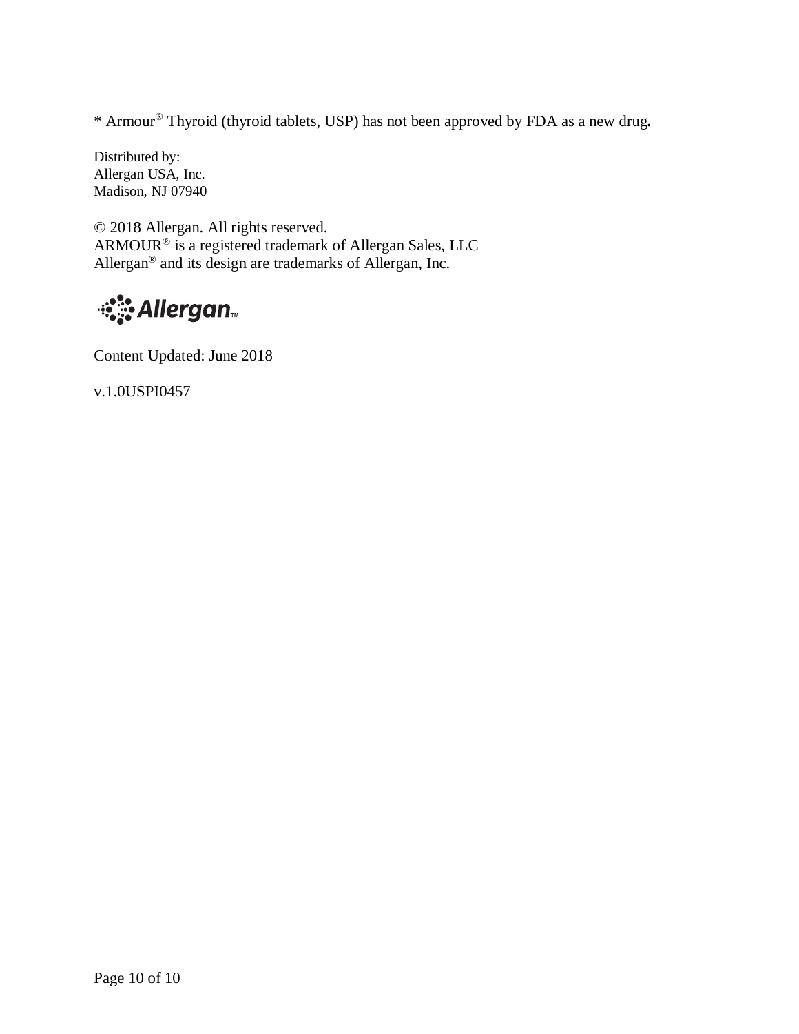* Armour® Thyroid (thyroid tablets, USP) has not been approved by FDA as a new drug**.**

Distributed by:
Allergan USA, Inc.
Madison, NJ 07940

© 2018 Allergan. All rights reserved.
ARMOUR® is a registered trademark of Allergan Sales, LLC
Allergan® and its design are trademarks of Allergan, Inc.

Allergan™

Content Updated: June 2018

v.1.0USPI0457